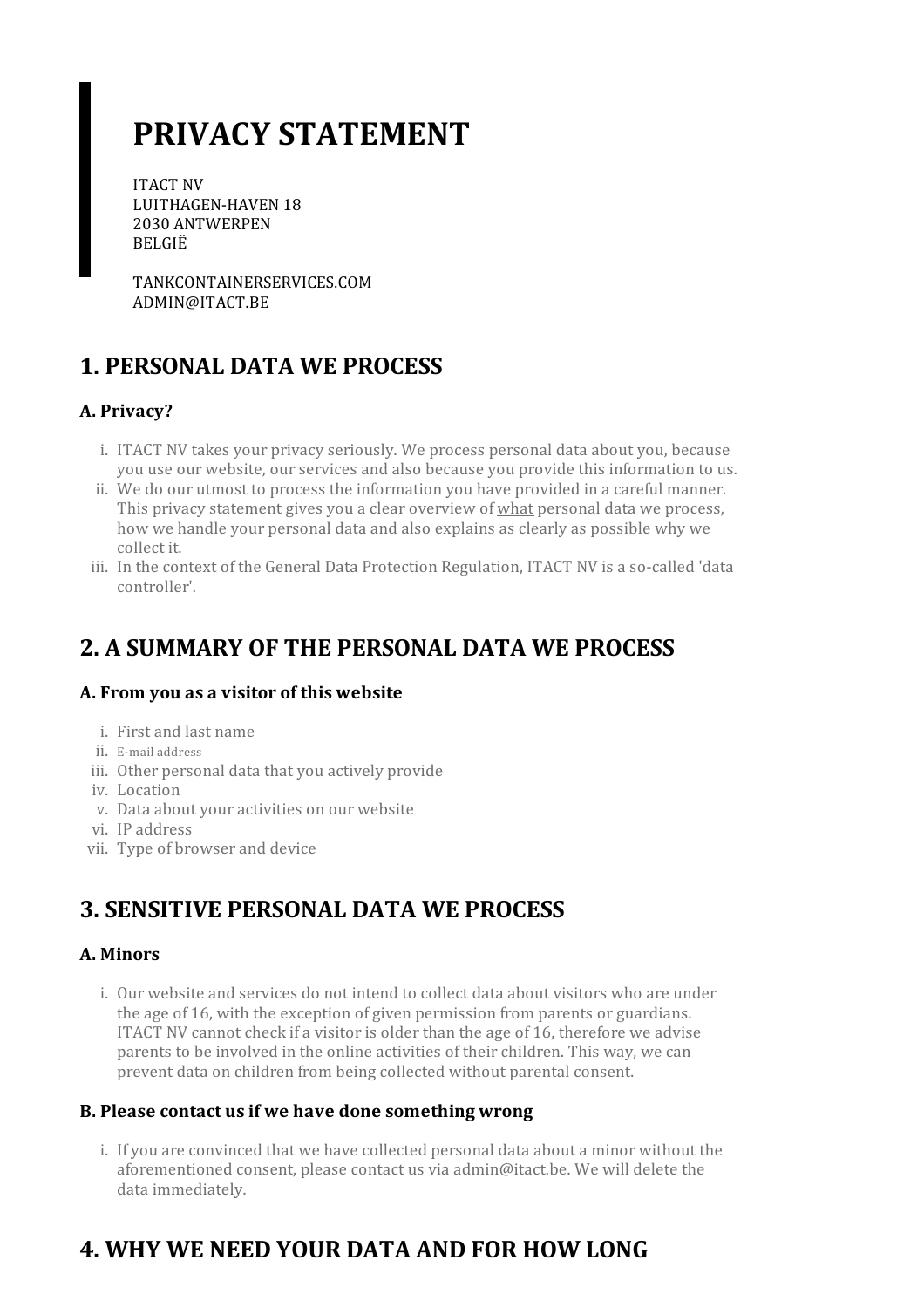# PRIVACY STATEMENT

ITACT NV
LUITHAGEN-HAVEN 18
2030 ANTWERPEN
BELGIË

TANKCONTAINERSERVICES.COM
ADMIN@ITACT.BE

## 1. PERSONAL DATA WE PROCESS

### A. Privacy?

i. ITACT NV takes your privacy seriously. We process personal data about you, because you use our website, our services and also because you provide this information to us.
ii. We do our utmost to process the information you have provided in a careful manner. This privacy statement gives you a clear overview of what personal data we process, how we handle your personal data and also explains as clearly as possible why we collect it.
iii. In the context of the General Data Protection Regulation, ITACT NV is a so-called 'data controller'.

## 2. A SUMMARY OF THE PERSONAL DATA WE PROCESS

### A. From you as a visitor of this website

i. First and last name
ii. E-mail address
iii. Other personal data that you actively provide
iv. Location
v. Data about your activities on our website
vi. IP address
vii. Type of browser and device

## 3. SENSITIVE PERSONAL DATA WE PROCESS

### A. Minors

i. Our website and services do not intend to collect data about visitors who are under the age of 16, with the exception of given permission from parents or guardians. ITACT NV cannot check if a visitor is older than the age of 16, therefore we advise parents to be involved in the online activities of their children. This way, we can prevent data on children from being collected without parental consent.

### B. Please contact us if we have done something wrong

i. If you are convinced that we have collected personal data about a minor without the aforementioned consent, please contact us via admin@itact.be. We will delete the data immediately.

## 4. WHY WE NEED YOUR DATA AND FOR HOW LONG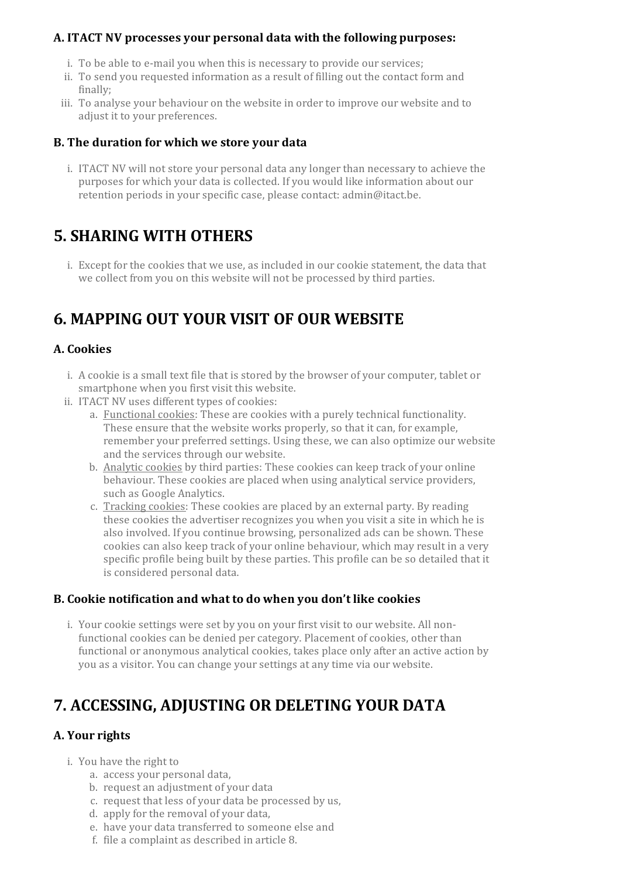### A. ITACT NV processes your personal data with the following purposes:

i. To be able to e-mail you when this is necessary to provide our services;
ii. To send you requested information as a result of filling out the contact form and finally;
iii. To analyse your behaviour on the website in order to improve our website and to adjust it to your preferences.

### B. The duration for which we store your data

i. ITACT NV will not store your personal data any longer than necessary to achieve the purposes for which your data is collected. If you would like information about our retention periods in your specific case, please contact: admin@itact.be.

## 5. SHARING WITH OTHERS

i. Except for the cookies that we use, as included in our cookie statement, the data that we collect from you on this website will not be processed by third parties.

## 6. MAPPING OUT YOUR VISIT OF OUR WEBSITE

### A. Cookies

i. A cookie is a small text file that is stored by the browser of your computer, tablet or smartphone when you first visit this website.
ii. ITACT NV uses different types of cookies:
   a. Functional cookies: These are cookies with a purely technical functionality. These ensure that the website works properly, so that it can, for example, remember your preferred settings. Using these, we can also optimize our website and the services through our website.
   b. Analytic cookies by third parties: These cookies can keep track of your online behaviour. These cookies are placed when using analytical service providers, such as Google Analytics.
   c. Tracking cookies: These cookies are placed by an external party. By reading these cookies the advertiser recognizes you when you visit a site in which he is also involved. If you continue browsing, personalized ads can be shown. These cookies can also keep track of your online behaviour, which may result in a very specific profile being built by these parties. This profile can be so detailed that it is considered personal data.

### B. Cookie notification and what to do when you don't like cookies

i. Your cookie settings were set by you on your first visit to our website. All non-functional cookies can be denied per category. Placement of cookies, other than functional or anonymous analytical cookies, takes place only after an active action by you as a visitor. You can change your settings at any time via our website.

## 7. ACCESSING, ADJUSTING OR DELETING YOUR DATA

### A. Your rights

i. You have the right to
   a. access your personal data,
   b. request an adjustment of your data
   c. request that less of your data be processed by us,
   d. apply for the removal of your data,
   e. have your data transferred to someone else and
   f. file a complaint as described in article 8.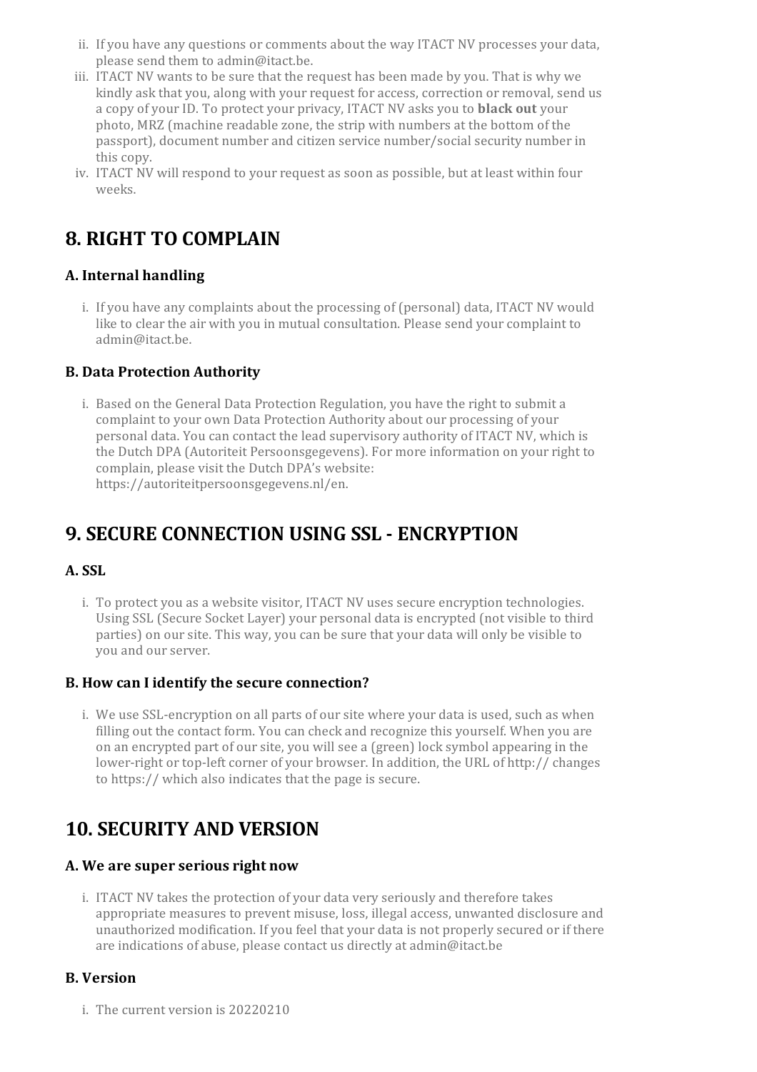ii. If you have any questions or comments about the way ITACT NV processes your data, please send them to admin@itact.be.

iii. ITACT NV wants to be sure that the request has been made by you. That is why we kindly ask that you, along with your request for access, correction or removal, send us a copy of your ID. To protect your privacy, ITACT NV asks you to **black out** your photo, MRZ (machine readable zone, the strip with numbers at the bottom of the passport), document number and citizen service number/social security number in this copy.

iv. ITACT NV will respond to your request as soon as possible, but at least within four weeks.

# 8. RIGHT TO COMPLAIN

### A. Internal handling

i. If you have any complaints about the processing of (personal) data, ITACT NV would like to clear the air with you in mutual consultation. Please send your complaint to admin@itact.be.

### B. Data Protection Authority

i. Based on the General Data Protection Regulation, you have the right to submit a complaint to your own Data Protection Authority about our processing of your personal data. You can contact the lead supervisory authority of ITACT NV, which is the Dutch DPA (Autoriteit Persoonsgegevens). For more information on your right to complain, please visit the Dutch DPA's website: https://autoriteitpersoonsgegevens.nl/en.

# 9. SECURE CONNECTION USING SSL - ENCRYPTION

### A. SSL

i. To protect you as a website visitor, ITACT NV uses secure encryption technologies. Using SSL (Secure Socket Layer) your personal data is encrypted (not visible to third parties) on our site. This way, you can be sure that your data will only be visible to you and our server.

### B. How can I identify the secure connection?

i. We use SSL-encryption on all parts of our site where your data is used, such as when filling out the contact form. You can check and recognize this yourself. When you are on an encrypted part of our site, you will see a (green) lock symbol appearing in the lower-right or top-left corner of your browser. In addition, the URL of http:// changes to https:// which also indicates that the page is secure.

# 10. SECURITY AND VERSION

### A. We are super serious right now

i. ITACT NV takes the protection of your data very seriously and therefore takes appropriate measures to prevent misuse, loss, illegal access, unwanted disclosure and unauthorized modification. If you feel that your data is not properly secured or if there are indications of abuse, please contact us directly at admin@itact.be

### B. Version

i. The current version is 20220210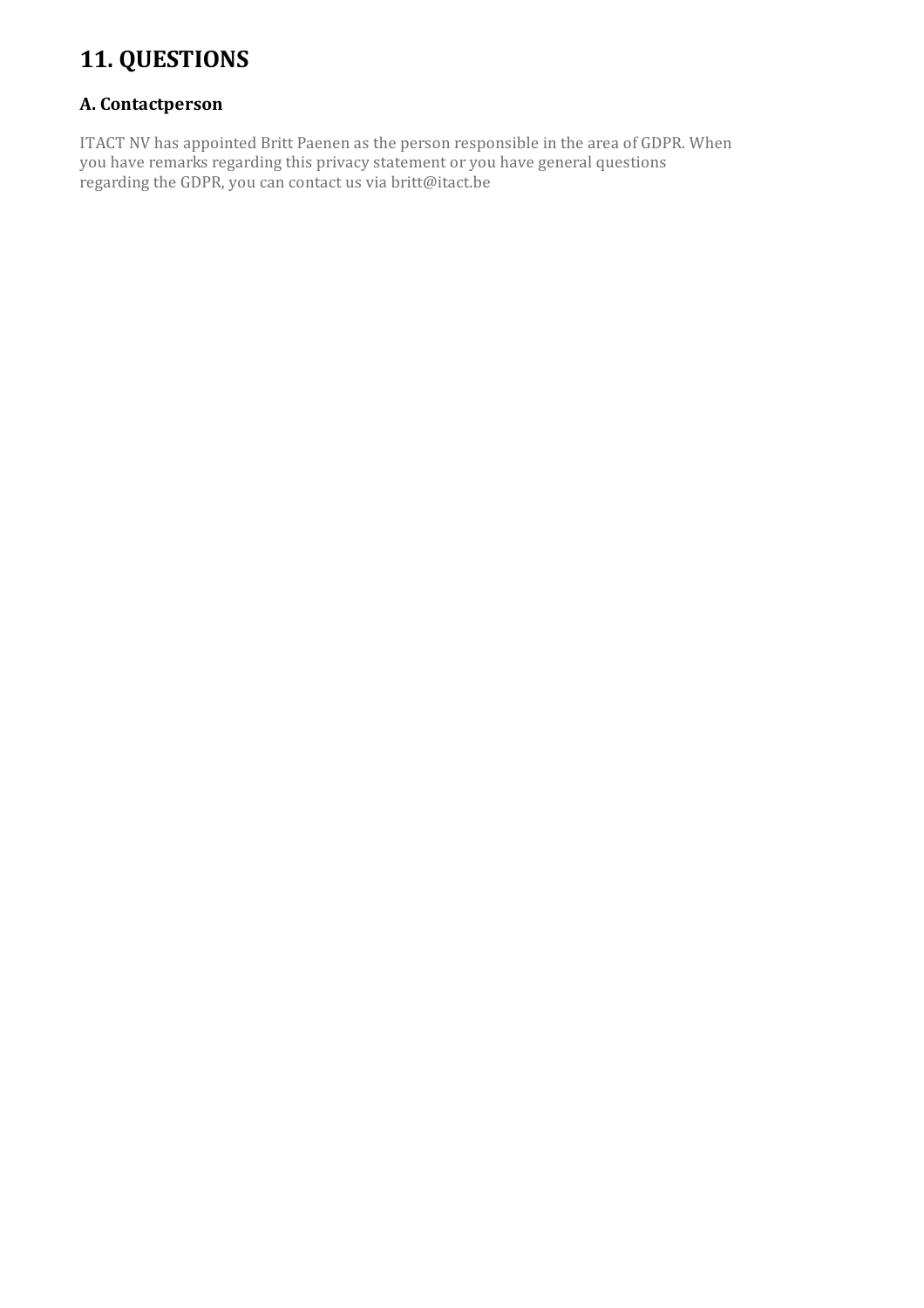# 11. QUESTIONS

## A. Contactperson

ITACT NV has appointed Britt Paenen as the person responsible in the area of GDPR. When you have remarks regarding this privacy statement or you have general questions regarding the GDPR, you can contact us via britt@itact.be